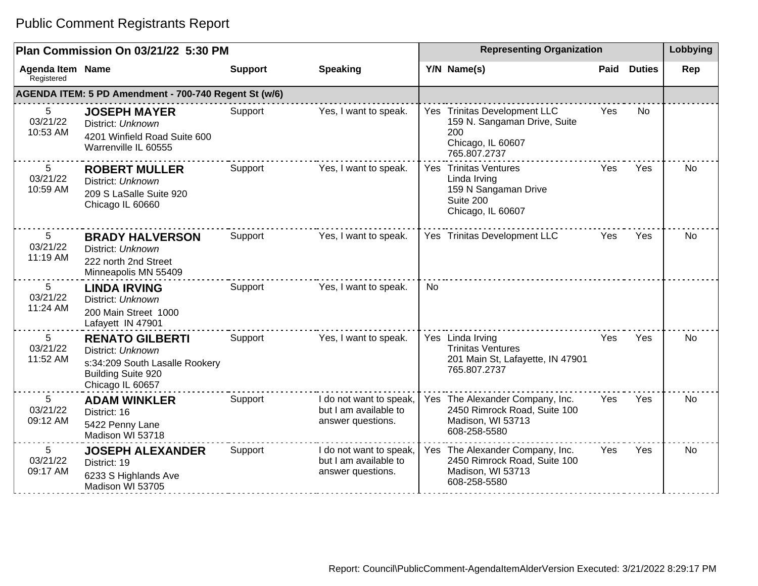# Public Comment Registrants Report

| Plan Commission On 03/21/22 5:30 PM | | | | Representing Organization | | | | Lobbying |
|---|---|---|---|---|---|---|---|---|
| Agenda Item Registered | Name | Support | Speaking | Y/N | Name(s) | Paid | Duties | Rep |
| **AGENDA ITEM: 5 PD Amendment - 700-740 Regent St (w/6)** | | | | | | | | |
| 5 03/21/22 10:53 AM | **JOSEPH MAYER** District: *Unknown* 4201 Winfield Road Suite 600 Warrenville IL 60555 | Support | Yes, I want to speak. | Yes | Trinitas Development LLC 159 N. Sangaman Drive, Suite 200 Chicago, IL 60607 765.807.2737 | Yes | No | |
| 5 03/21/22 10:59 AM | **ROBERT MULLER** District: *Unknown* 209 S LaSalle Suite 920 Chicago IL 60660 | Support | Yes, I want to speak. | Yes | Trinitas Ventures Linda Irving 159 N Sangaman Drive Suite 200 Chicago, IL 60607 | Yes | Yes | No |
| 5 03/21/22 11:19 AM | **BRADY HALVERSON** District: *Unknown* 222 north 2nd Street Minneapolis MN 55409 | Support | Yes, I want to speak. | Yes | Trinitas Development LLC | Yes | Yes | No |
| 5 03/21/22 11:24 AM | **LINDA IRVING** District: *Unknown* 200 Main Street 1000 Lafayett IN 47901 | Support | Yes, I want to speak. | No | | | | |
| 5 03/21/22 11:52 AM | **RENATO GILBERTI** District: *Unknown* s:34:209 South Lasalle Rookery Building Suite 920 Chicago IL 60657 | Support | Yes, I want to speak. | Yes | Linda Irving Trinitas Ventures 201 Main St, Lafayette, IN 47901 765.807.2737 | Yes | Yes | No |
| 5 03/21/22 09:12 AM | **ADAM WINKLER** District: 16 5422 Penny Lane Madison WI 53718 | Support | I do not want to speak, but I am available to answer questions. | Yes | The Alexander Company, Inc. 2450 Rimrock Road, Suite 100 Madison, WI 53713 608-258-5580 | Yes | Yes | No |
| 5 03/21/22 09:17 AM | **JOSEPH ALEXANDER** District: 19 6233 S Highlands Ave Madison WI 53705 | Support | I do not want to speak, but I am available to answer questions. | Yes | The Alexander Company, Inc. 2450 Rimrock Road, Suite 100 Madison, WI 53713 608-258-5580 | Yes | Yes | No |

Report: Council\PublicComment-AgendaItemAlderVersion Executed: 3/21/2022 8:29:17 PM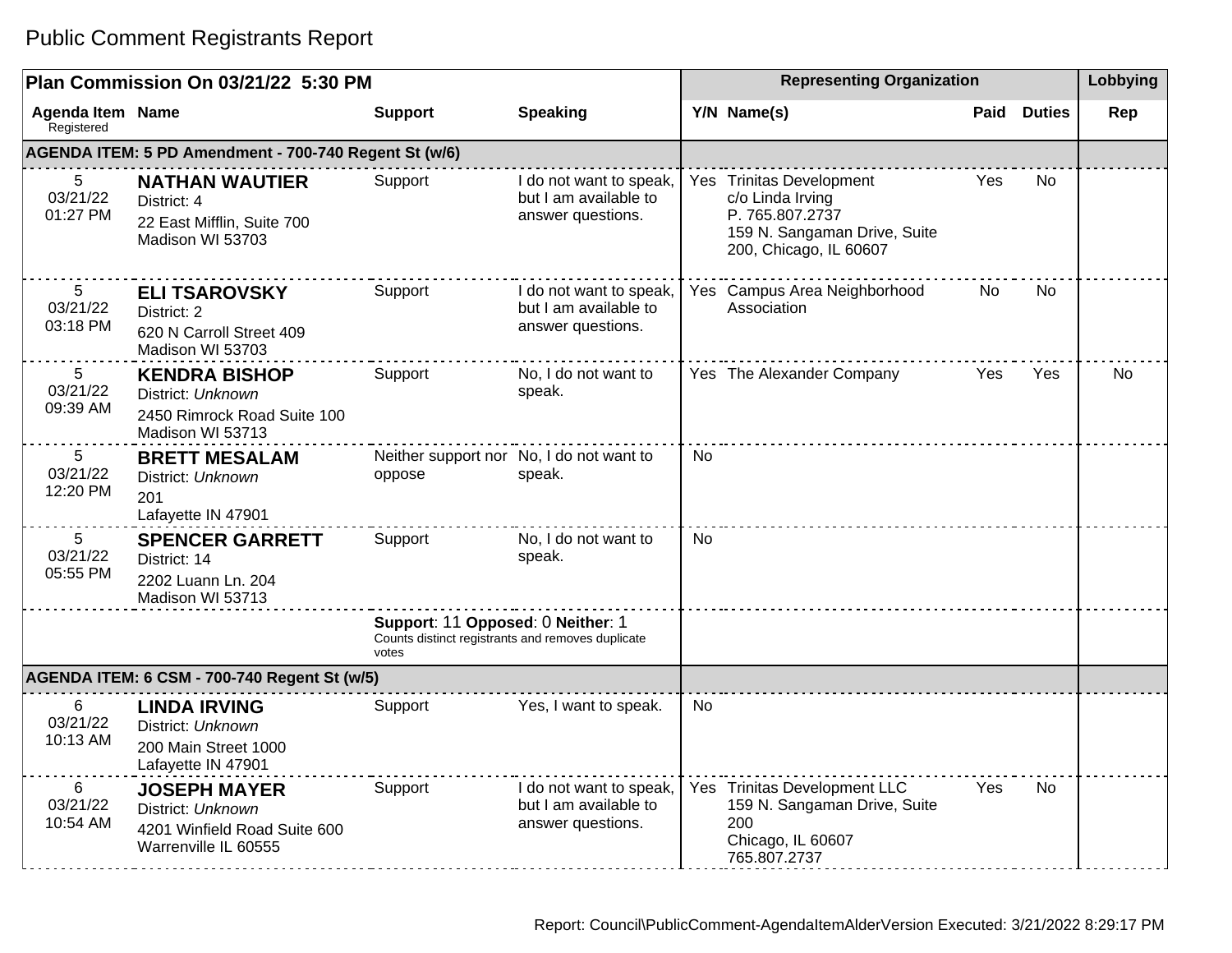# Public Comment Registrants Report

| Plan Commission On 03/21/22 5:30 PM | | | | Representing Organization | | | | Lobbying |
|---|---|---|---|---|---|---|---|---|
| Agenda Item Registered | Name | Support | Speaking | Y/N | Name(s) | Paid | Duties | Rep |
| **AGENDA ITEM: 5 PD Amendment - 700-740 Regent St (w/6)** | | | | | | | | |
| 5 03/21/22 01:27 PM | **NATHAN WAUTIER** District: 4 22 East Mifflin, Suite 700 Madison WI 53703 | Support | I do not want to speak, but I am available to answer questions. | Yes | Trinitas Development c/o Linda Irving P. 765.807.2737 159 N. Sangaman Drive, Suite 200, Chicago, IL 60607 | Yes | No | |
| 5 03/21/22 03:18 PM | **ELI TSAROVSKY** District: 2 620 N Carroll Street 409 Madison WI 53703 | Support | I do not want to speak, but I am available to answer questions. | Yes | Campus Area Neighborhood Association | No | No | |
| 5 03/21/22 09:39 AM | **KENDRA BISHOP** District: *Unknown* 2450 Rimrock Road Suite 100 Madison WI 53713 | Support | No, I do not want to speak. | Yes | The Alexander Company | Yes | Yes | No |
| 5 03/21/22 12:20 PM | **BRETT MESALAM** District: *Unknown* 201 Lafayette IN 47901 | Neither support nor oppose | No, I do not want to speak. | No | | | | |
| 5 03/21/22 05:55 PM | **SPENCER GARRETT** District: 14 2202 Luann Ln. 204 Madison WI 53713 | Support | No, I do not want to speak. | No | | | | |
| | | **Support**: 11 **Opposed**: 0 **Neither**: 1 Counts distinct registrants and removes duplicate votes | | | | | | |
| **AGENDA ITEM: 6 CSM - 700-740 Regent St (w/5)** | | | | | | | | |
| 6 03/21/22 10:13 AM | **LINDA IRVING** District: *Unknown* 200 Main Street 1000 Lafayette IN 47901 | Support | Yes, I want to speak. | No | | | | |
| 6 03/21/22 10:54 AM | **JOSEPH MAYER** District: *Unknown* 4201 Winfield Road Suite 600 Warrenville IL 60555 | Support | I do not want to speak, but I am available to answer questions. | Yes | Trinitas Development LLC 159 N. Sangaman Drive, Suite 200 Chicago, IL 60607 765.807.2737 | Yes | No | |

Report: Council\PublicComment-AgendaItemAlderVersion Executed: 3/21/2022 8:29:17 PM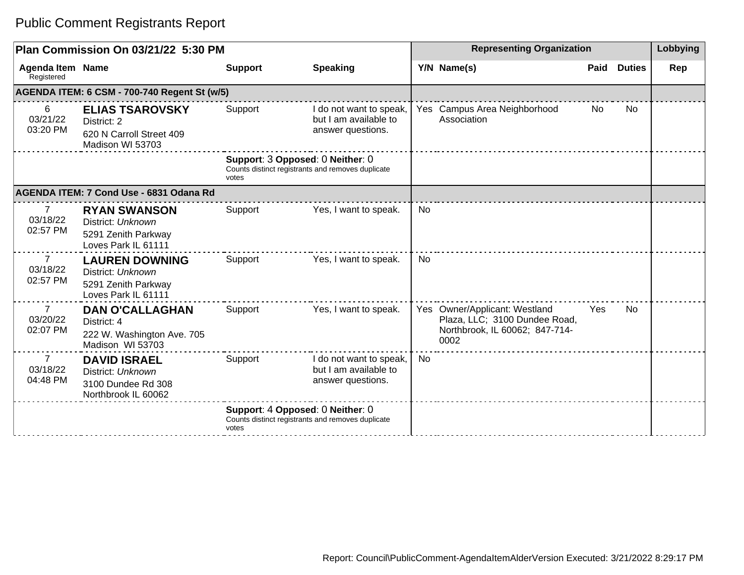# Public Comment Registrants Report

| Plan Commission On 03/21/22 5:30 PM | | | | Representing Organization | | | | Lobbying |
|---|---|---|---|---|---|---|---|---|
| Agenda Item Registered | Name | Support | Speaking | Y/N | Name(s) | Paid | Duties | Rep |
| **AGENDA ITEM: 6 CSM - 700-740 Regent St (w/5)** | | | | | | | | |
| 6 03/21/22 03:20 PM | **ELIAS TSAROVSKY** District: 2 620 N Carroll Street 409 Madison WI 53703 | Support | I do not want to speak, but I am available to answer questions. | Yes | Campus Area Neighborhood Association | No | No | |
| | | **Support**: 3 **Opposed**: 0 **Neither**: 0 Counts distinct registrants and removes duplicate votes | | | | | | |
| **AGENDA ITEM: 7 Cond Use - 6831 Odana Rd** | | | | | | | | |
| 7 03/18/22 02:57 PM | **RYAN SWANSON** District: *Unknown* 5291 Zenith Parkway Loves Park IL 61111 | Support | Yes, I want to speak. | No | | | | |
| 7 03/18/22 02:57 PM | **LAUREN DOWNING** District: *Unknown* 5291 Zenith Parkway Loves Park IL 61111 | Support | Yes, I want to speak. | No | | | | |
| 7 03/20/22 02:07 PM | **DAN O'CALLAGHAN** District: 4 222 W. Washington Ave. 705 Madison WI 53703 | Support | Yes, I want to speak. | Yes | Owner/Applicant: Westland Plaza, LLC; 3100 Dundee Road, Northbrook, IL 60062; 847-714-0002 | Yes | No | |
| 7 03/18/22 04:48 PM | **DAVID ISRAEL** District: *Unknown* 3100 Dundee Rd 308 Northbrook IL 60062 | Support | I do not want to speak, but I am available to answer questions. | No | | | | |
| | | **Support**: 4 **Opposed**: 0 **Neither**: 0 Counts distinct registrants and removes duplicate votes | | | | | | |

Report: Council\PublicComment-AgendaItemAlderVersion Executed: 3/21/2022 8:29:17 PM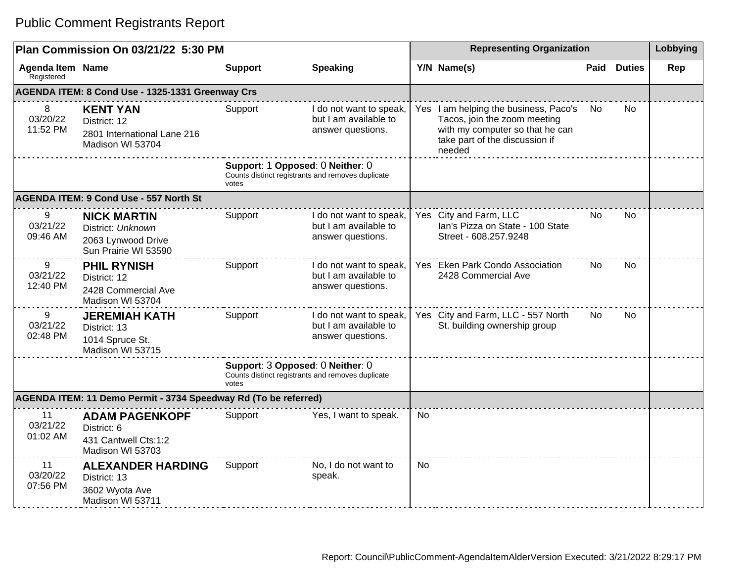# Public Comment Registrants Report

| Plan Commission On 03/21/22 5:30 PM | | | | Representing Organization | | | | Lobbying |
|---|---|---|---|---|---|---|---|---|
| Agenda Item Registered | Name | Support | Speaking | Y/N | Name(s) | Paid | Duties | Rep |
| **AGENDA ITEM: 8 Cond Use - 1325-1331 Greenway Crs** | | | | | | | | |
| 8 03/20/22 11:52 PM | **KENT YAN** District: 12 2801 International Lane 216 Madison WI 53704 | Support | I do not want to speak, but I am available to answer questions. | Yes | I am helping the business, Paco's Tacos, join the zoom meeting with my computer so that he can take part of the discussion if needed | No | No | |
| | | **Support**: 1 **Opposed**: 0 **Neither**: 0 Counts distinct registrants and removes duplicate votes | | | | | | |
| **AGENDA ITEM: 9 Cond Use - 557 North St** | | | | | | | | |
| 9 03/21/22 09:46 AM | **NICK MARTIN** District: *Unknown* 2063 Lynwood Drive Sun Prairie WI 53590 | Support | I do not want to speak, but I am available to answer questions. | Yes | City and Farm, LLC Ian's Pizza on State - 100 State Street - 608.257.9248 | No | No | |
| 9 03/21/22 12:40 PM | **PHIL RYNISH** District: 12 2428 Commercial Ave Madison WI 53704 | Support | I do not want to speak, but I am available to answer questions. | Yes | Eken Park Condo Association 2428 Commercial Ave | No | No | |
| 9 03/21/22 02:48 PM | **JEREMIAH KATH** District: 13 1014 Spruce St. Madison WI 53715 | Support | I do not want to speak, but I am available to answer questions. | Yes | City and Farm, LLC - 557 North St. building ownership group | No | No | |
| | | **Support**: 3 **Opposed**: 0 **Neither**: 0 Counts distinct registrants and removes duplicate votes | | | | | | |
| **AGENDA ITEM: 11 Demo Permit - 3734 Speedway Rd (To be referred)** | | | | | | | | |
| 11 03/21/22 01:02 AM | **ADAM PAGENKOPF** District: 6 431 Cantwell Cts:1:2 Madison WI 53703 | Support | Yes, I want to speak. | No | | | | |
| 11 03/20/22 07:56 PM | **ALEXANDER HARDING** District: 13 3602 Wyota Ave Madison WI 53711 | Support | No, I do not want to speak. | No | | | | |

Report: Council\PublicComment-AgendaItemAlderVersion Executed: 3/21/2022 8:29:17 PM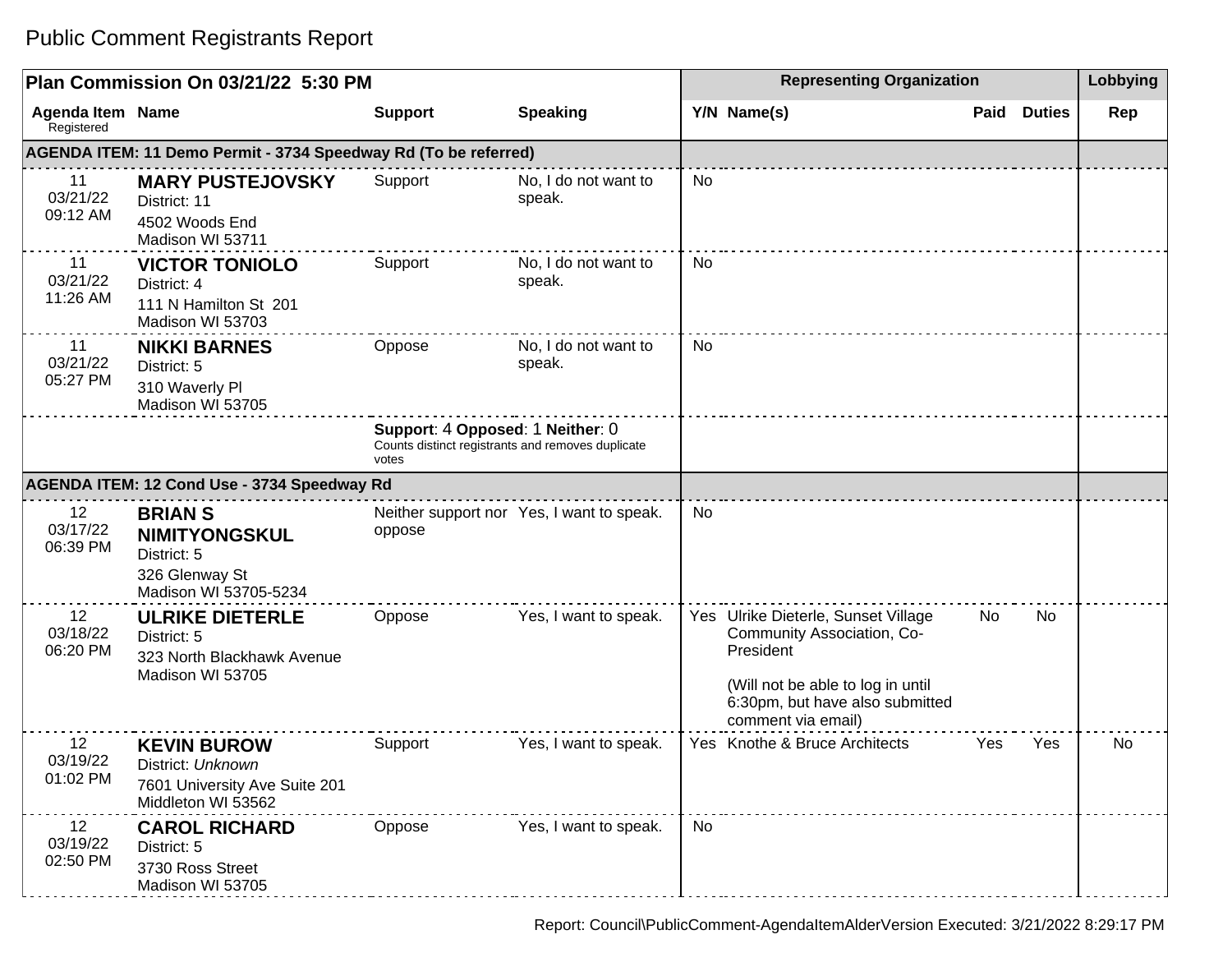# Public Comment Registrants Report

| Plan Commission On 03/21/22 5:30 PM | | | | Representing Organization | | | | Lobbying |
|---|---|---|---|---|---|---|---|---|
| Agenda Item Registered | Name | Support | Speaking | Y/N | Name(s) | Paid | Duties | Rep |
| **AGENDA ITEM: 11 Demo Permit - 3734 Speedway Rd (To be referred)** | | | | | | | | |
| 11 03/21/22 09:12 AM | **MARY PUSTEJOVSKY** District: 11 4502 Woods End Madison WI 53711 | Support | No, I do not want to speak. | No | | | | |
| 11 03/21/22 11:26 AM | **VICTOR TONIOLO** District: 4 111 N Hamilton St 201 Madison WI 53703 | Support | No, I do not want to speak. | No | | | | |
| 11 03/21/22 05:27 PM | **NIKKI BARNES** District: 5 310 Waverly Pl Madison WI 53705 | Oppose | No, I do not want to speak. | No | | | | |
| | | **Support**: 4 **Opposed**: 1 **Neither**: 0 Counts distinct registrants and removes duplicate votes | | | | | | |
| **AGENDA ITEM: 12 Cond Use - 3734 Speedway Rd** | | | | | | | | |
| 12 03/17/22 06:39 PM | **BRIAN S NIMITYONGSKUL** District: 5 326 Glenway St Madison WI 53705-5234 | Neither support nor oppose | Yes, I want to speak. | No | | | | |
| 12 03/18/22 06:20 PM | **ULRIKE DIETERLE** District: 5 323 North Blackhawk Avenue Madison WI 53705 | Oppose | Yes, I want to speak. | Yes | Ulrike Dieterle, Sunset Village Community Association, Co-President (Will not be able to log in until 6:30pm, but have also submitted comment via email) | No | No | |
| 12 03/19/22 01:02 PM | **KEVIN BUROW** District: *Unknown* 7601 University Ave Suite 201 Middleton WI 53562 | Support | Yes, I want to speak. | Yes | Knothe & Bruce Architects | Yes | Yes | No |
| 12 03/19/22 02:50 PM | **CAROL RICHARD** District: 5 3730 Ross Street Madison WI 53705 | Oppose | Yes, I want to speak. | No | | | | |

Report: Council\PublicComment-AgendaItemAlderVersion Executed: 3/21/2022 8:29:17 PM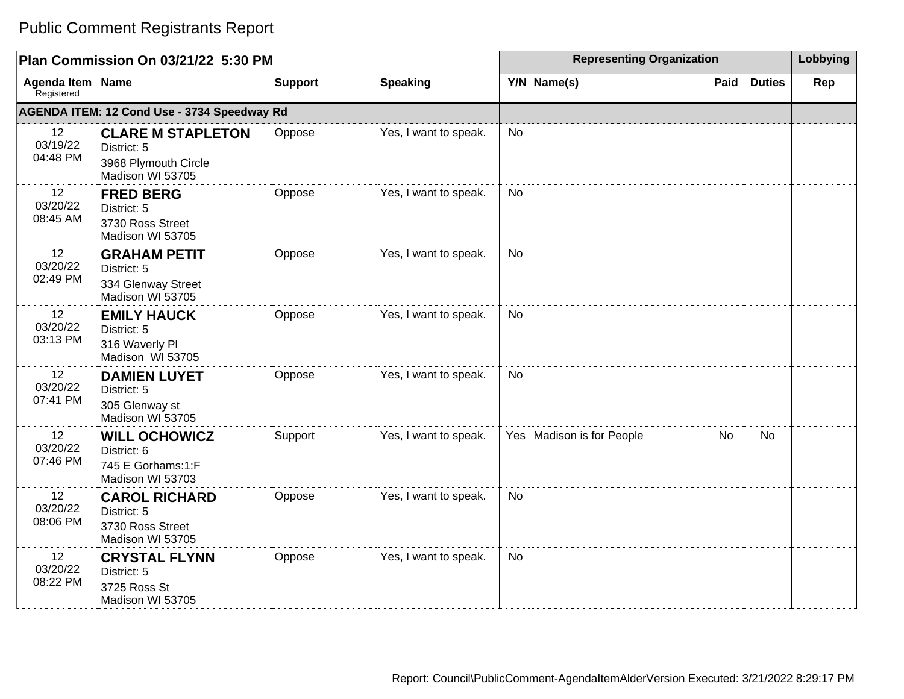# Public Comment Registrants Report

| Plan Commission On 03/21/22 5:30 PM | | | | Representing Organization | | | | Lobbying |
|---|---|---|---|---|---|---|---|---|
| Agenda Item Registered | Name | Support | Speaking | Y/N | Name(s) | Paid | Duties | Rep |
| **AGENDA ITEM: 12 Cond Use - 3734 Speedway Rd** | | | | | | | | |
| 12 03/19/22 04:48 PM | **CLARE M STAPLETON** District: 5 3968 Plymouth Circle Madison WI 53705 | Oppose | Yes, I want to speak. | No | | | | |
| 12 03/20/22 08:45 AM | **FRED BERG** District: 5 3730 Ross Street Madison WI 53705 | Oppose | Yes, I want to speak. | No | | | | |
| 12 03/20/22 02:49 PM | **GRAHAM PETIT** District: 5 334 Glenway Street Madison WI 53705 | Oppose | Yes, I want to speak. | No | | | | |
| 12 03/20/22 03:13 PM | **EMILY HAUCK** District: 5 316 Waverly Pl Madison WI 53705 | Oppose | Yes, I want to speak. | No | | | | |
| 12 03/20/22 07:41 PM | **DAMIEN LUYET** District: 5 305 Glenway st Madison WI 53705 | Oppose | Yes, I want to speak. | No | | | | |
| 12 03/20/22 07:46 PM | **WILL OCHOWICZ** District: 6 745 E Gorhams:1:F Madison WI 53703 | Support | Yes, I want to speak. | Yes | Madison is for People | No | No | |
| 12 03/20/22 08:06 PM | **CAROL RICHARD** District: 5 3730 Ross Street Madison WI 53705 | Oppose | Yes, I want to speak. | No | | | | |
| 12 03/20/22 08:22 PM | **CRYSTAL FLYNN** District: 5 3725 Ross St Madison WI 53705 | Oppose | Yes, I want to speak. | No | | | | |

Report: Council\PublicComment-AgendaItemAlderVersion Executed: 3/21/2022 8:29:17 PM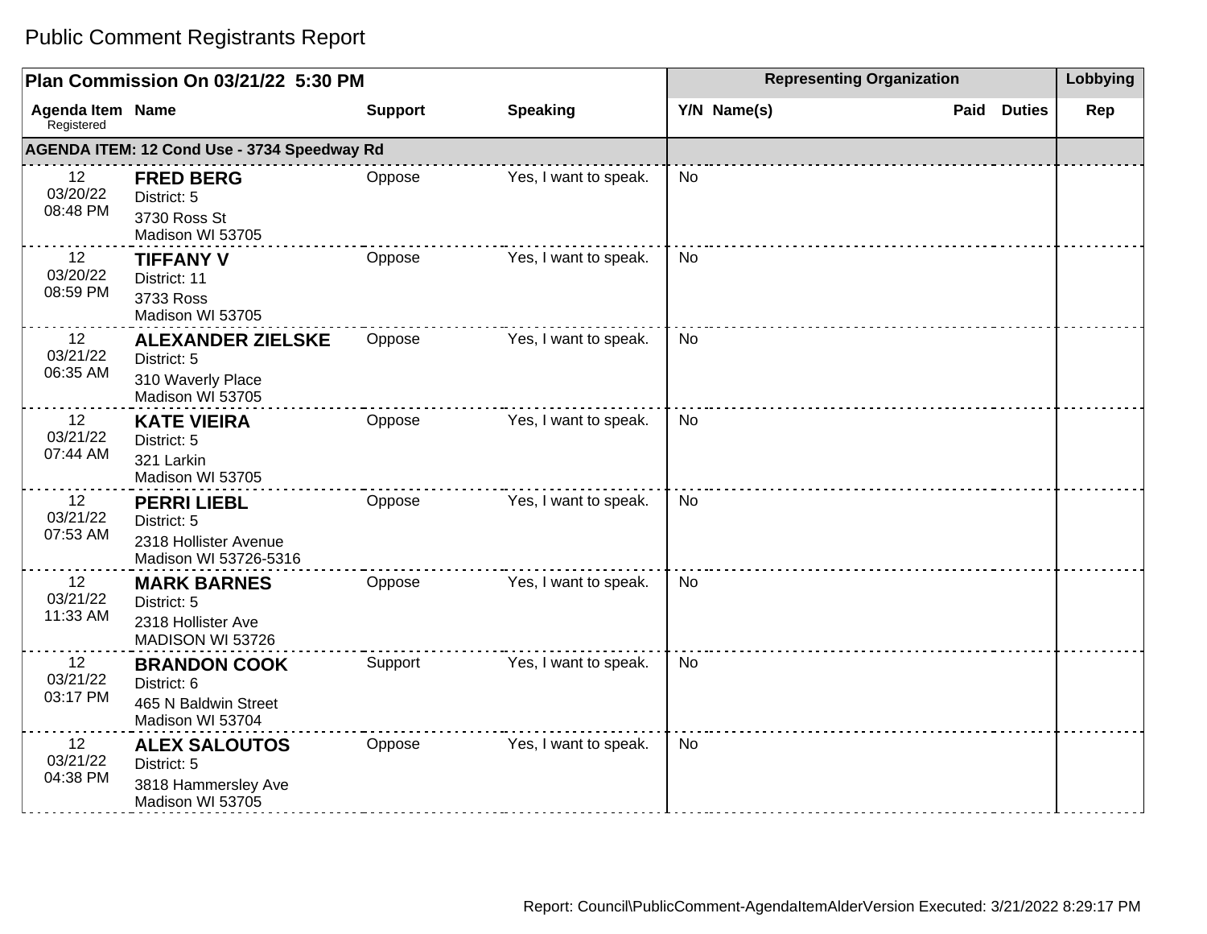# Public Comment Registrants Report

| Plan Commission On 03/21/22 5:30 PM | | | | Representing Organization | | | | Lobbying |
|---|---|---|---|---|---|---|---|---|
| Agenda Item Registered | Name | Support | Speaking | Y/N | Name(s) | Paid | Duties | Rep |
| **AGENDA ITEM: 12 Cond Use - 3734 Speedway Rd** | | | | | | | | |
| 12 03/20/22 08:48 PM | **FRED BERG** District: 5 3730 Ross St Madison WI 53705 | Oppose | Yes, I want to speak. | No | | | | |
| 12 03/20/22 08:59 PM | **TIFFANY V** District: 11 3733 Ross Madison WI 53705 | Oppose | Yes, I want to speak. | No | | | | |
| 12 03/21/22 06:35 AM | **ALEXANDER ZIELSKE** District: 5 310 Waverly Place Madison WI 53705 | Oppose | Yes, I want to speak. | No | | | | |
| 12 03/21/22 07:44 AM | **KATE VIEIRA** District: 5 321 Larkin Madison WI 53705 | Oppose | Yes, I want to speak. | No | | | | |
| 12 03/21/22 07:53 AM | **PERRI LIEBL** District: 5 2318 Hollister Avenue Madison WI 53726-5316 | Oppose | Yes, I want to speak. | No | | | | |
| 12 03/21/22 11:33 AM | **MARK BARNES** District: 5 2318 Hollister Ave MADISON WI 53726 | Oppose | Yes, I want to speak. | No | | | | |
| 12 03/21/22 03:17 PM | **BRANDON COOK** District: 6 465 N Baldwin Street Madison WI 53704 | Support | Yes, I want to speak. | No | | | | |
| 12 03/21/22 04:38 PM | **ALEX SALOUTOS** District: 5 3818 Hammersley Ave Madison WI 53705 | Oppose | Yes, I want to speak. | No | | | | |

Report: Council\PublicComment-AgendaItemAlderVersion Executed: 3/21/2022 8:29:17 PM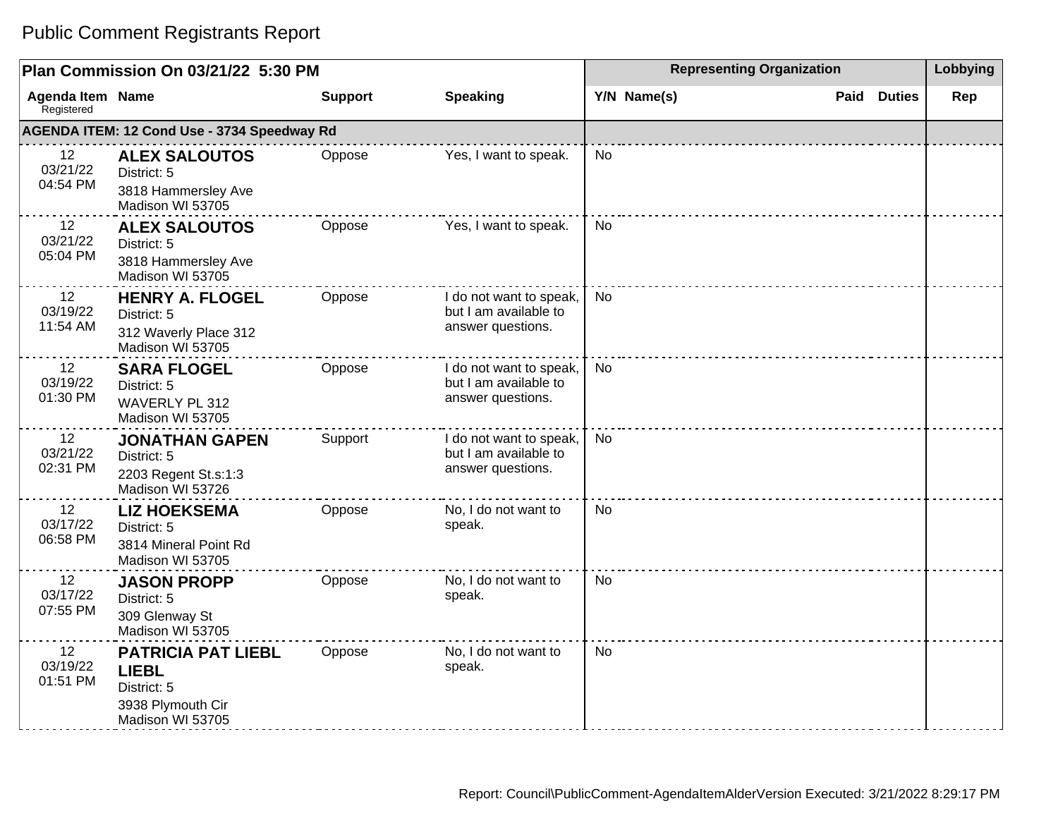# Public Comment Registrants Report

| Plan Commission On 03/21/22 5:30 PM | | | | Representing Organization | | | | Lobbying |
|---|---|---|---|---|---|---|---|---|
| Agenda Item Registered | Name | Support | Speaking | Y/N | Name(s) | Paid | Duties | Rep |
| **AGENDA ITEM: 12 Cond Use - 3734 Speedway Rd** | | | | | | | | |
| 12 03/21/22 04:54 PM | **ALEX SALOUTOS** District: 5 3818 Hammersley Ave Madison WI 53705 | Oppose | Yes, I want to speak. | No | | | | |
| 12 03/21/22 05:04 PM | **ALEX SALOUTOS** District: 5 3818 Hammersley Ave Madison WI 53705 | Oppose | Yes, I want to speak. | No | | | | |
| 12 03/19/22 11:54 AM | **HENRY A. FLOGEL** District: 5 312 Waverly Place 312 Madison WI 53705 | Oppose | I do not want to speak, but I am available to answer questions. | No | | | | |
| 12 03/19/22 01:30 PM | **SARA FLOGEL** District: 5 WAVERLY PL 312 Madison WI 53705 | Oppose | I do not want to speak, but I am available to answer questions. | No | | | | |
| 12 03/21/22 02:31 PM | **JONATHAN GAPEN** District: 5 2203 Regent St.s:1:3 Madison WI 53726 | Support | I do not want to speak, but I am available to answer questions. | No | | | | |
| 12 03/17/22 06:58 PM | **LIZ HOEKSEMA** District: 5 3814 Mineral Point Rd Madison WI 53705 | Oppose | No, I do not want to speak. | No | | | | |
| 12 03/17/22 07:55 PM | **JASON PROPP** District: 5 309 Glenway St Madison WI 53705 | Oppose | No, I do not want to speak. | No | | | | |
| 12 03/19/22 01:51 PM | **PATRICIA PAT LIEBL LIEBL** District: 5 3938 Plymouth Cir Madison WI 53705 | Oppose | No, I do not want to speak. | No | | | | |

Report: Council\PublicComment-AgendaItemAlderVersion Executed: 3/21/2022 8:29:17 PM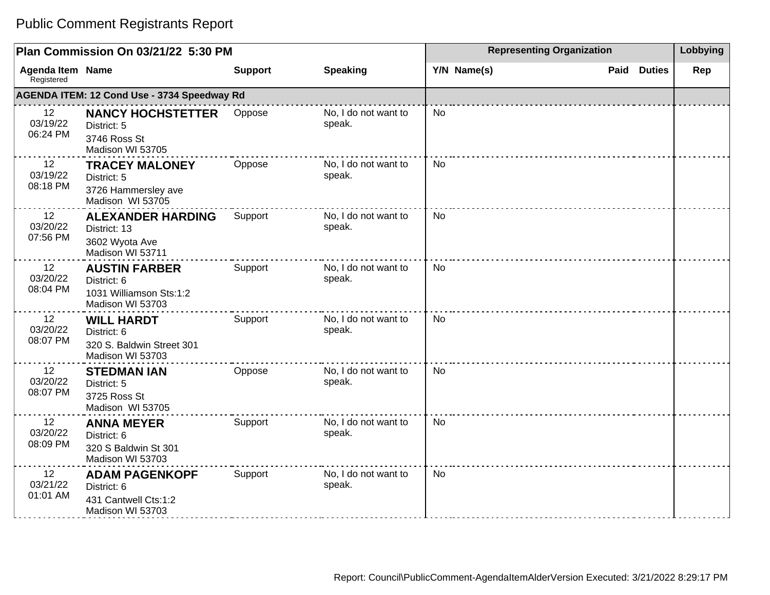# Public Comment Registrants Report

| Plan Commission On 03/21/22 5:30 PM | | | | Representing Organization | | | | Lobbying |
|---|---|---|---|---|---|---|---|---|
| Agenda Item Registered | Name | Support | Speaking | Y/N | Name(s) | Paid | Duties | Rep |
| **AGENDA ITEM: 12 Cond Use - 3734 Speedway Rd** | | | | | | | | |
| 12 03/19/22 06:24 PM | **NANCY HOCHSTETTER** District: 5 3746 Ross St Madison WI 53705 | Oppose | No, I do not want to speak. | No | | | | |
| 12 03/19/22 08:18 PM | **TRACEY MALONEY** District: 5 3726 Hammersley ave Madison WI 53705 | Oppose | No, I do not want to speak. | No | | | | |
| 12 03/20/22 07:56 PM | **ALEXANDER HARDING** District: 13 3602 Wyota Ave Madison WI 53711 | Support | No, I do not want to speak. | No | | | | |
| 12 03/20/22 08:04 PM | **AUSTIN FARBER** District: 6 1031 Williamson Sts:1:2 Madison WI 53703 | Support | No, I do not want to speak. | No | | | | |
| 12 03/20/22 08:07 PM | **WILL HARDT** District: 6 320 S. Baldwin Street 301 Madison WI 53703 | Support | No, I do not want to speak. | No | | | | |
| 12 03/20/22 08:07 PM | **STEDMAN IAN** District: 5 3725 Ross St Madison WI 53705 | Oppose | No, I do not want to speak. | No | | | | |
| 12 03/20/22 08:09 PM | **ANNA MEYER** District: 6 320 S Baldwin St 301 Madison WI 53703 | Support | No, I do not want to speak. | No | | | | |
| 12 03/21/22 01:01 AM | **ADAM PAGENKOPF** District: 6 431 Cantwell Cts:1:2 Madison WI 53703 | Support | No, I do not want to speak. | No | | | | |

Report: Council\PublicComment-AgendaItemAlderVersion Executed: 3/21/2022 8:29:17 PM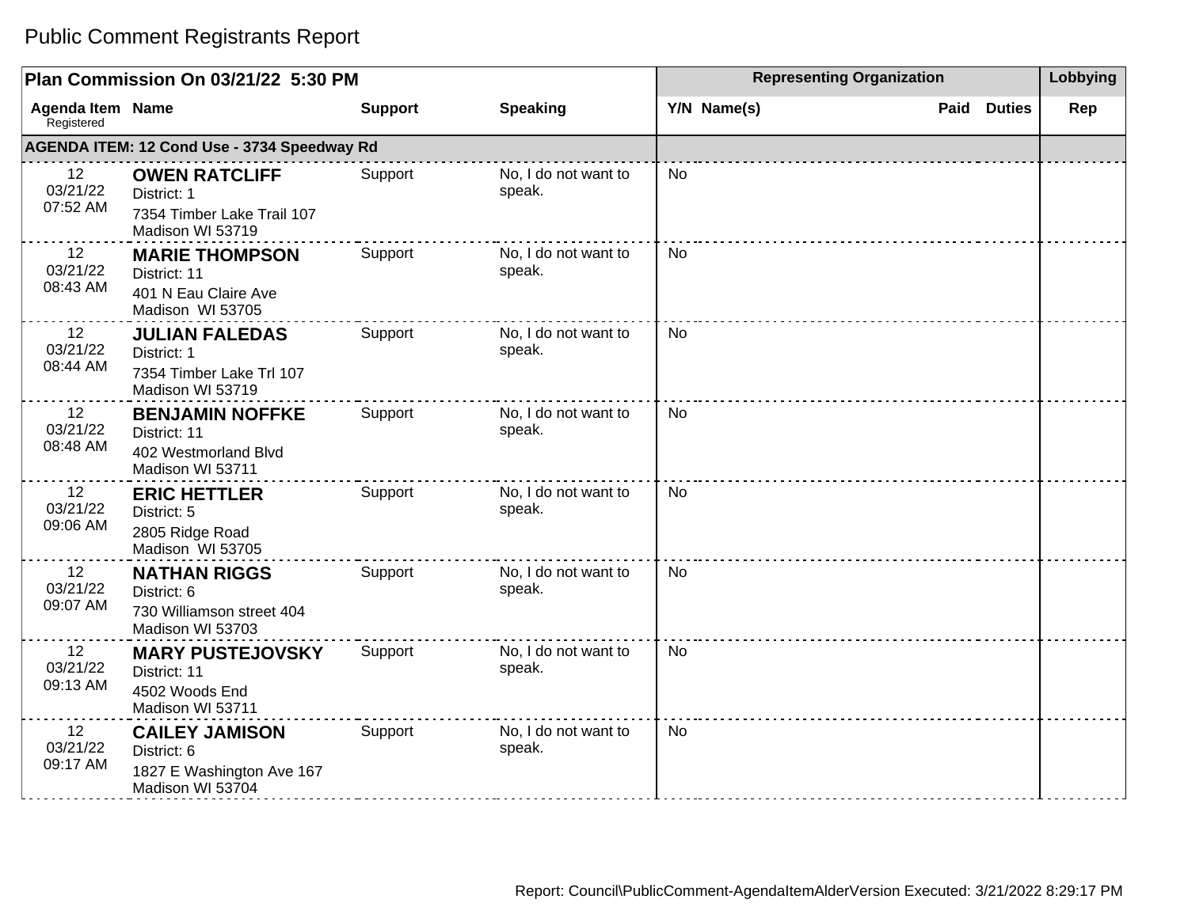# Public Comment Registrants Report

| Plan Commission On 03/21/22 5:30 PM | | | | Representing Organization | | | | Lobbying |
|---|---|---|---|---|---|---|---|---|
| Agenda Item Registered | Name | Support | Speaking | Y/N | Name(s) | Paid | Duties | Rep |
| **AGENDA ITEM: 12 Cond Use - 3734 Speedway Rd** | | | | | | | | |
| 12 03/21/22 07:52 AM | **OWEN RATCLIFF** District: 1 7354 Timber Lake Trail 107 Madison WI 53719 | Support | No, I do not want to speak. | No | | | | |
| 12 03/21/22 08:43 AM | **MARIE THOMPSON** District: 11 401 N Eau Claire Ave Madison WI 53705 | Support | No, I do not want to speak. | No | | | | |
| 12 03/21/22 08:44 AM | **JULIAN FALEDAS** District: 1 7354 Timber Lake Trl 107 Madison WI 53719 | Support | No, I do not want to speak. | No | | | | |
| 12 03/21/22 08:48 AM | **BENJAMIN NOFFKE** District: 11 402 Westmorland Blvd Madison WI 53711 | Support | No, I do not want to speak. | No | | | | |
| 12 03/21/22 09:06 AM | **ERIC HETTLER** District: 5 2805 Ridge Road Madison WI 53705 | Support | No, I do not want to speak. | No | | | | |
| 12 03/21/22 09:07 AM | **NATHAN RIGGS** District: 6 730 Williamson street 404 Madison WI 53703 | Support | No, I do not want to speak. | No | | | | |
| 12 03/21/22 09:13 AM | **MARY PUSTEJOVSKY** District: 11 4502 Woods End Madison WI 53711 | Support | No, I do not want to speak. | No | | | | |
| 12 03/21/22 09:17 AM | **CAILEY JAMISON** District: 6 1827 E Washington Ave 167 Madison WI 53704 | Support | No, I do not want to speak. | No | | | | |

Report: Council\PublicComment-AgendaItemAlderVersion Executed: 3/21/2022 8:29:17 PM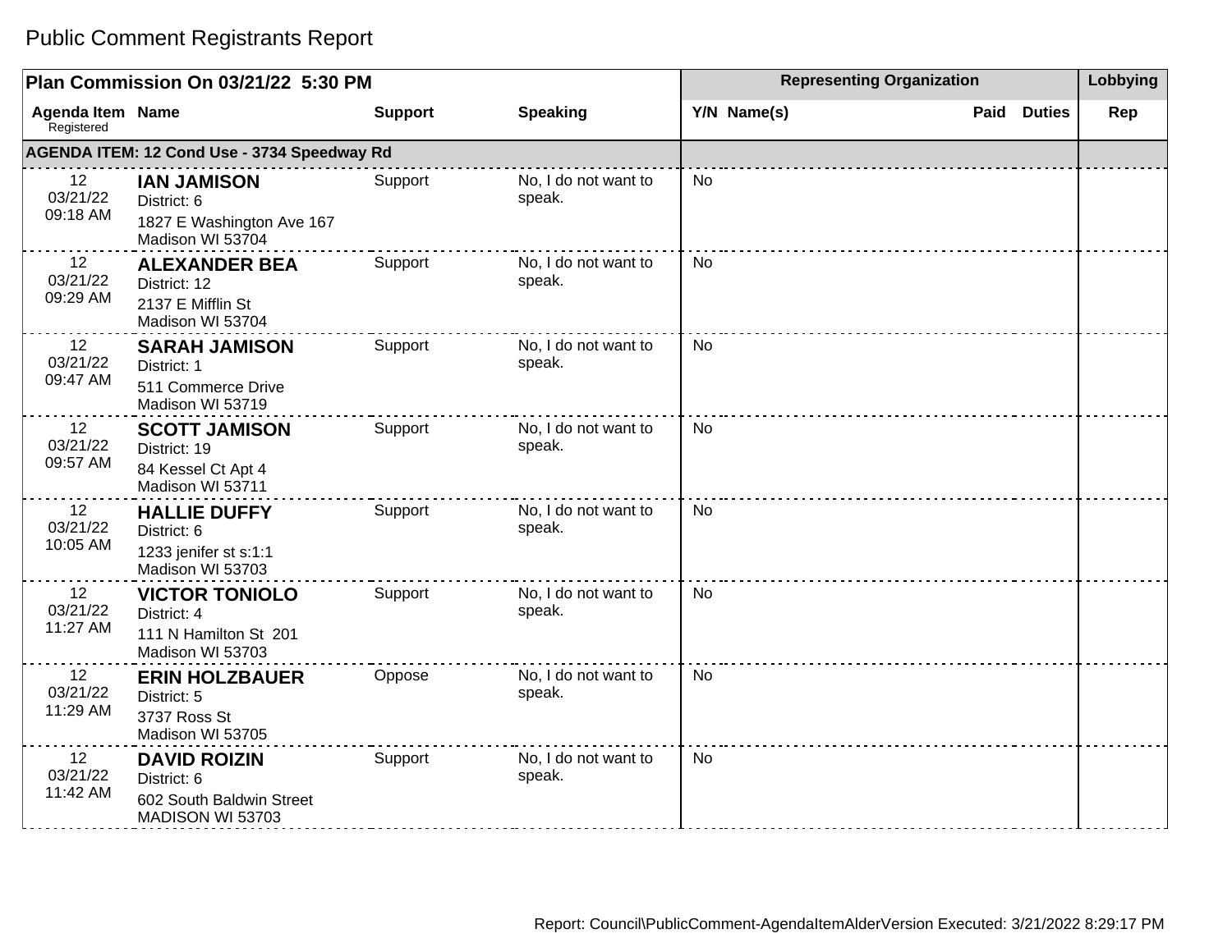# Public Comment Registrants Report

| Plan Commission On 03/21/22 5:30 PM | | | | Representing Organization | | | | Lobbying |
|---|---|---|---|---|---|---|---|---|
| Agenda Item Registered | Name | Support | Speaking | Y/N | Name(s) | Paid | Duties | Rep |
| **AGENDA ITEM: 12 Cond Use - 3734 Speedway Rd** | | | | | | | | |
| 12 03/21/22 09:18 AM | **IAN JAMISON** District: 6 1827 E Washington Ave 167 Madison WI 53704 | Support | No, I do not want to speak. | No | | | | |
| 12 03/21/22 09:29 AM | **ALEXANDER BEA** District: 12 2137 E Mifflin St Madison WI 53704 | Support | No, I do not want to speak. | No | | | | |
| 12 03/21/22 09:47 AM | **SARAH JAMISON** District: 1 511 Commerce Drive Madison WI 53719 | Support | No, I do not want to speak. | No | | | | |
| 12 03/21/22 09:57 AM | **SCOTT JAMISON** District: 19 84 Kessel Ct Apt 4 Madison WI 53711 | Support | No, I do not want to speak. | No | | | | |
| 12 03/21/22 10:05 AM | **HALLIE DUFFY** District: 6 1233 jenifer st s:1:1 Madison WI 53703 | Support | No, I do not want to speak. | No | | | | |
| 12 03/21/22 11:27 AM | **VICTOR TONIOLO** District: 4 111 N Hamilton St 201 Madison WI 53703 | Support | No, I do not want to speak. | No | | | | |
| 12 03/21/22 11:29 AM | **ERIN HOLZBAUER** District: 5 3737 Ross St Madison WI 53705 | Oppose | No, I do not want to speak. | No | | | | |
| 12 03/21/22 11:42 AM | **DAVID ROIZIN** District: 6 602 South Baldwin Street MADISON WI 53703 | Support | No, I do not want to speak. | No | | | | |

Report: Council\PublicComment-AgendaItemAlderVersion Executed: 3/21/2022 8:29:17 PM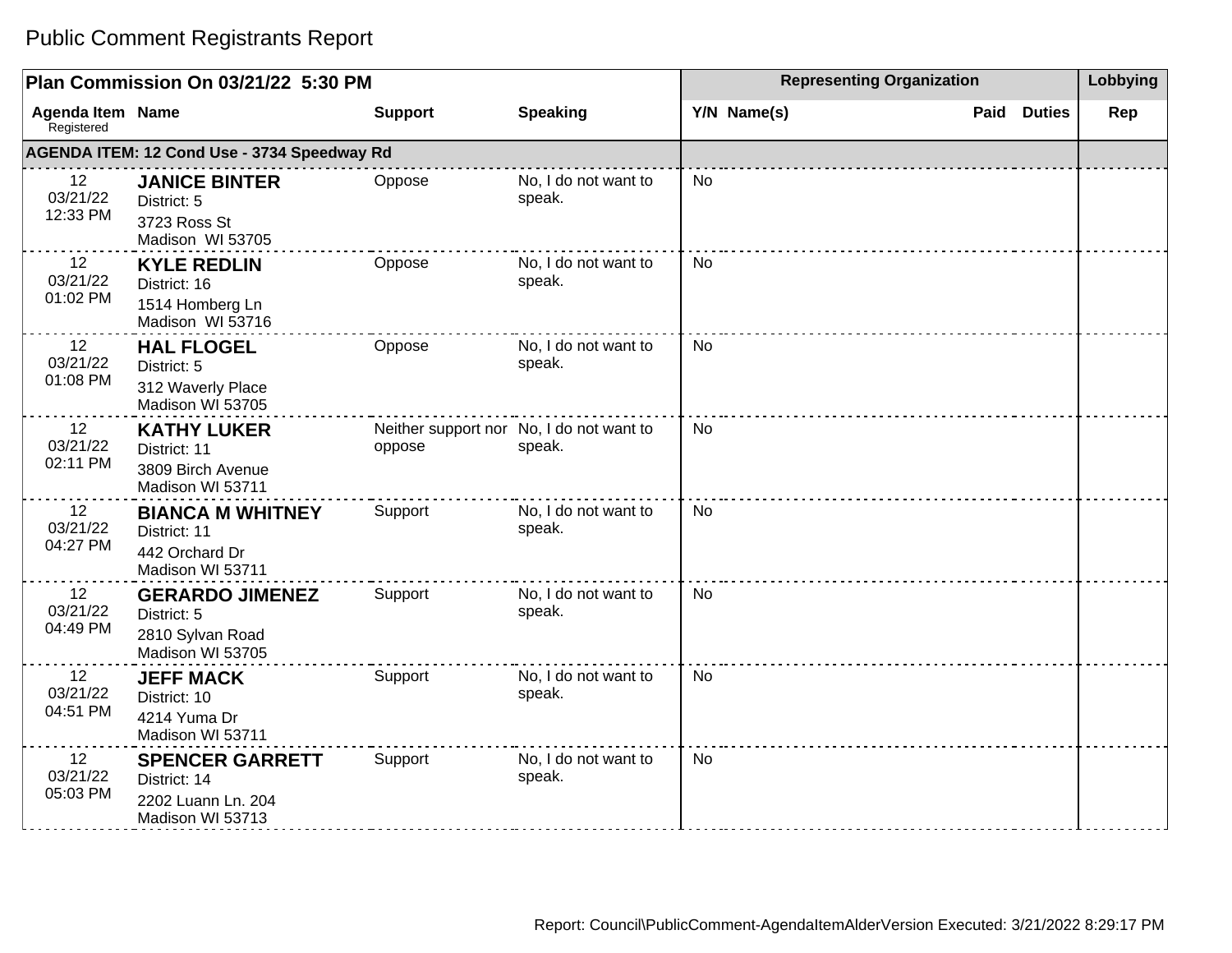# Public Comment Registrants Report

| Plan Commission On 03/21/22 5:30 PM | | | | Representing Organization | | | | Lobbying |
|---|---|---|---|---|---|---|---|---|
| Agenda Item Registered | Name | Support | Speaking | Y/N | Name(s) | Paid | Duties | Rep |
| **AGENDA ITEM: 12 Cond Use - 3734 Speedway Rd** | | | | | | | | |
| 12<br>03/21/22<br>12:33 PM | **JANICE BINTER**<br>District: 5<br>3723 Ross St<br>Madison WI 53705 | Oppose | No, I do not want to speak. | No | | | | |
| 12<br>03/21/22<br>01:02 PM | **KYLE REDLIN**<br>District: 16<br>1514 Homberg Ln<br>Madison WI 53716 | Oppose | No, I do not want to speak. | No | | | | |
| 12<br>03/21/22<br>01:08 PM | **HAL FLOGEL**<br>District: 5<br>312 Waverly Place<br>Madison WI 53705 | Oppose | No, I do not want to speak. | No | | | | |
| 12<br>03/21/22<br>02:11 PM | **KATHY LUKER**<br>District: 11<br>3809 Birch Avenue<br>Madison WI 53711 | Neither support nor oppose | No, I do not want to speak. | No | | | | |
| 12<br>03/21/22<br>04:27 PM | **BIANCA M WHITNEY**<br>District: 11<br>442 Orchard Dr<br>Madison WI 53711 | Support | No, I do not want to speak. | No | | | | |
| 12<br>03/21/22<br>04:49 PM | **GERARDO JIMENEZ**<br>District: 5<br>2810 Sylvan Road<br>Madison WI 53705 | Support | No, I do not want to speak. | No | | | | |
| 12<br>03/21/22<br>04:51 PM | **JEFF MACK**<br>District: 10<br>4214 Yuma Dr<br>Madison WI 53711 | Support | No, I do not want to speak. | No | | | | |
| 12<br>03/21/22<br>05:03 PM | **SPENCER GARRETT**<br>District: 14<br>2202 Luann Ln. 204<br>Madison WI 53713 | Support | No, I do not want to speak. | No | | | | |

Report: Council\PublicComment-AgendaItemAlderVersion Executed: 3/21/2022 8:29:17 PM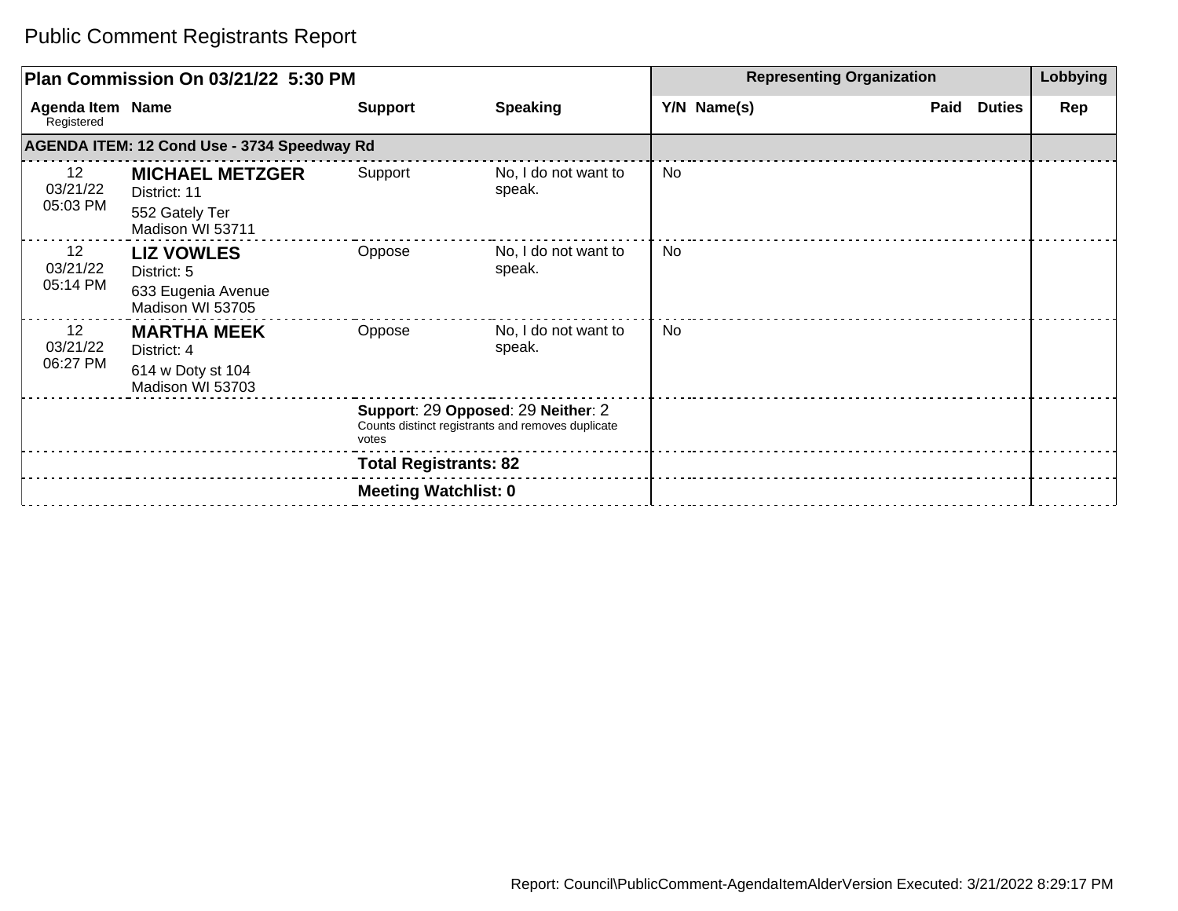# Public Comment Registrants Report

| Plan Commission On 03/21/22 5:30 PM | | | | Representing Organization | | | | Lobbying |
|---|---|---|---|---|---|---|---|---|
| **Agenda Item** Registered | **Name** | **Support** | **Speaking** | **Y/N** | **Name(s)** | **Paid** | **Duties** | **Rep** |
| **AGENDA ITEM: 12 Cond Use - 3734 Speedway Rd** | | | | | | | | |
| 12<br>03/21/22<br>05:03 PM | **MICHAEL METZGER**<br>District: 11<br>552 Gately Ter<br>Madison WI 53711 | Support | No, I do not want to speak. | No | | | | |
| 12<br>03/21/22<br>05:14 PM | **LIZ VOWLES**<br>District: 5<br>633 Eugenia Avenue<br>Madison WI 53705 | Oppose | No, I do not want to speak. | No | | | | |
| 12<br>03/21/22<br>06:27 PM | **MARTHA MEEK**<br>District: 4<br>614 w Doty st 104<br>Madison WI 53703 | Oppose | No, I do not want to speak. | No | | | | |
| | | **Support**: 29 **Opposed**: 29 **Neither**: 2<br>Counts distinct registrants and removes duplicate votes | | | | | | |
| | | **Total Registrants: 82** | | | | | | |
| | | **Meeting Watchlist: 0** | | | | | | |

Report: Council\PublicComment-AgendaItemAlderVersion Executed: 3/21/2022 8:29:17 PM